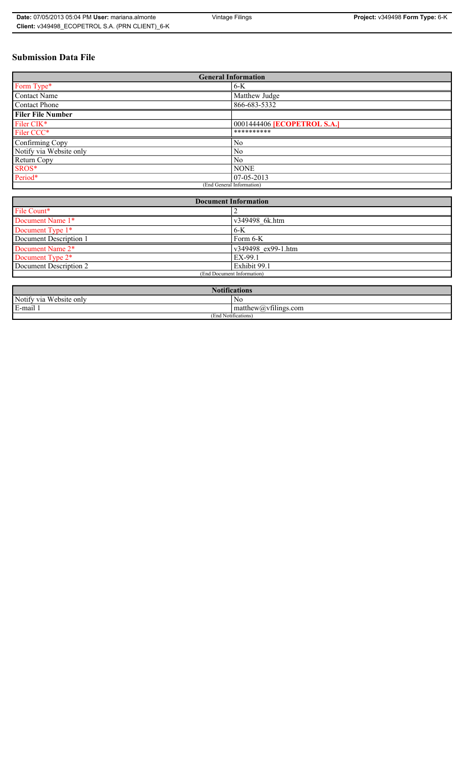# Submission Data File

| General Information | |
|---|---|
| Form Type* | 6-K |
| Contact Name | Matthew Judge |
| Contact Phone | 866-683-5332 |
| **Filer File Number** | |
| Filer CIK* | 0001444406 **[ECOPETROL S.A.]** |
| Filer CCC* | ********** |
| Confirming Copy | No |
| Notify via Website only | No |
| Return Copy | No |
| SROS* | NONE |
| Period* | 07-05-2013 |
| (End General Information) | |

| Document Information | |
|---|---|
| File Count* | 2 |
| Document Name 1* | v349498_6k.htm |
| Document Type 1* | 6-K |
| Document Description 1 | Form 6-K |
| Document Name 2* | v349498_ex99-1.htm |
| Document Type 2* | EX-99.1 |
| Document Description 2 | Exhibit 99.1 |
| (End Document Information) | |

| Notifications | |
|---|---|
| Notify via Website only | No |
| E-mail 1 | matthew@vfilings.com |
| (End Notifications) | |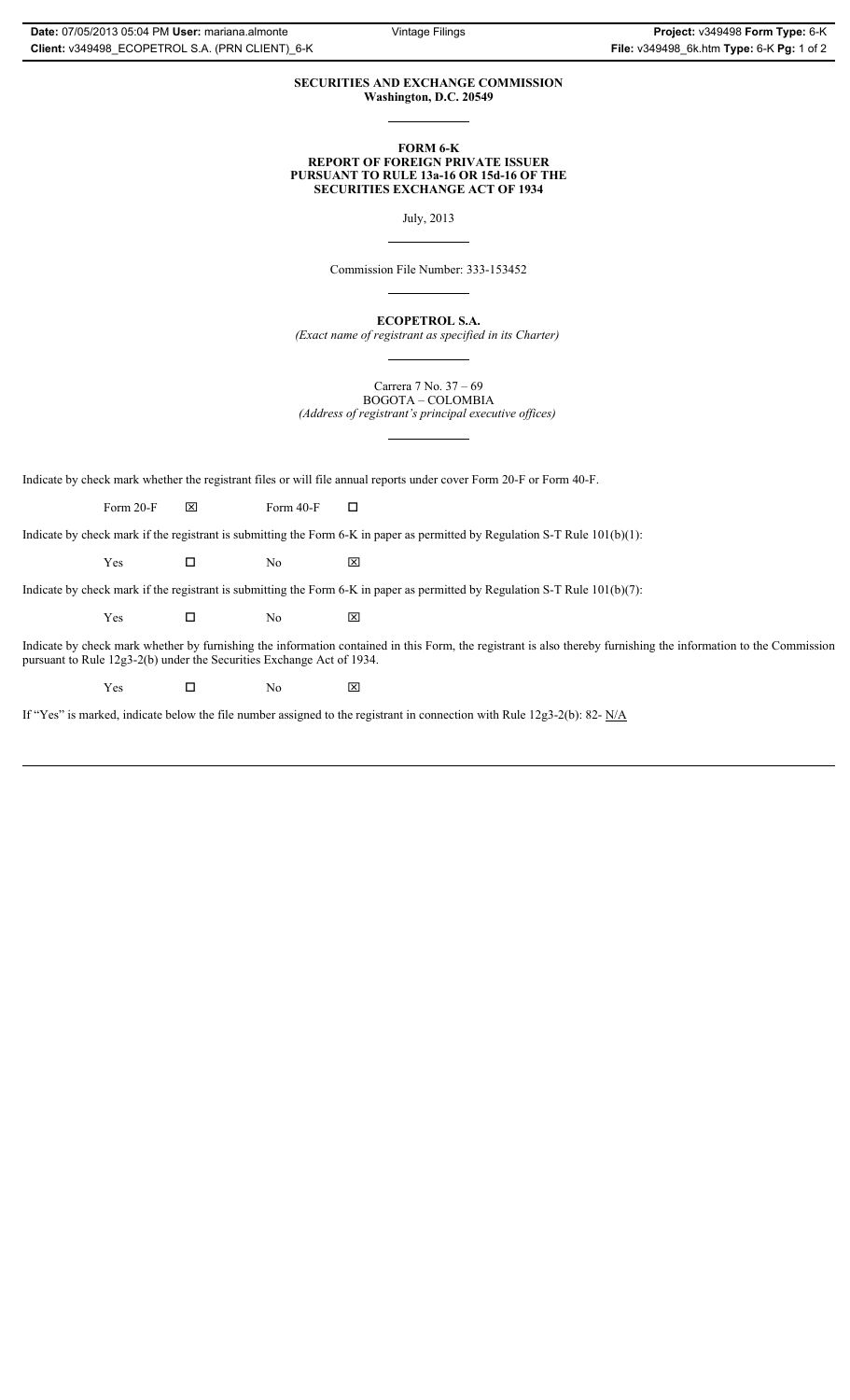**SECURITIES AND EXCHANGE COMMISSION**
**Washington, D.C. 20549**

---

**FORM 6-K**
**REPORT OF FOREIGN PRIVATE ISSUER**
**PURSUANT TO RULE 13a-16 OR 15d-16 OF THE**
**SECURITIES EXCHANGE ACT OF 1934**

July, 2013

---

Commission File Number: 333-153452

---

**ECOPETROL S.A.**
*(Exact name of registrant as specified in its Charter)*

---

Carrera 7 No. 37 – 69
BOGOTA – COLOMBIA
*(Address of registrant's principal executive offices)*

---

Indicate by check mark whether the registrant files or will file annual reports under cover Form 20-F or Form 40-F.

Form 20-F ☒ Form 40-F ☐

Indicate by check mark if the registrant is submitting the Form 6-K in paper as permitted by Regulation S-T Rule 101(b)(1):

Yes ☐ No ☒

Indicate by check mark if the registrant is submitting the Form 6-K in paper as permitted by Regulation S-T Rule 101(b)(7):

Yes ☐ No ☒

Indicate by check mark whether by furnishing the information contained in this Form, the registrant is also thereby furnishing the information to the Commission pursuant to Rule 12g3-2(b) under the Securities Exchange Act of 1934.

Yes ☐ No ☒

If "Yes" is marked, indicate below the file number assigned to the registrant in connection with Rule 12g3-2(b): 82- N/A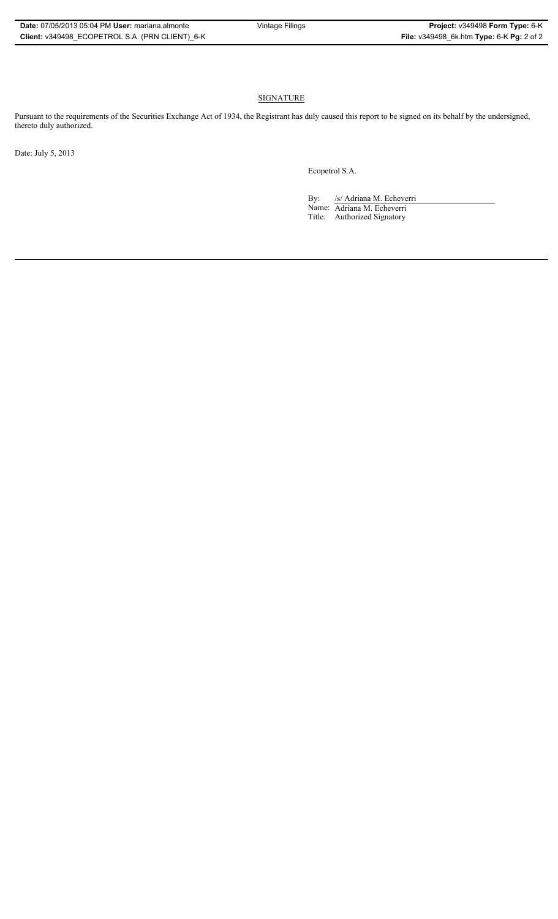## SIGNATURE

Pursuant to the requirements of the Securities Exchange Act of 1934, the Registrant has duly caused this report to be signed on its behalf by the undersigned, thereto duly authorized.

Date: July 5, 2013

Ecopetrol S.A.

By: /s/ Adriana M. Echeverri
Name: Adriana M. Echeverri
Title: Authorized Signatory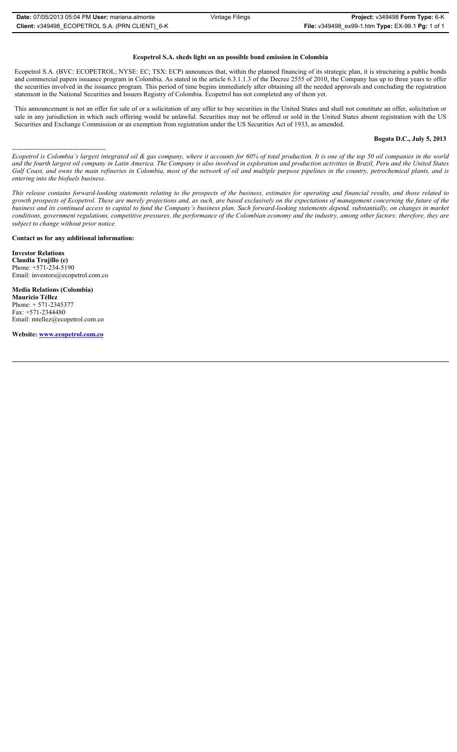**Ecopetrol S.A. sheds light on an possible bond emission in Colombia**

Ecopetrol S.A. (BVC: ECOPETROL; NYSE: EC; TSX: ECP) announces that, within the planned financing of its strategic plan, it is structuring a public bonds and commercial papers issuance program in Colombia. As stated in the article 6.3.1.1.3 of the Decree 2555 of 2010, the Company has up to three years to offer the securities involved in the issuance program. This period of time begins immediately after obtaining all the needed approvals and concluding the registration statement in the National Securities and Issuers Registry of Colombia. Ecopetrol has not completed any of them yet.

This announcement is not an offer for sale of or a solicitation of any offer to buy securities in the United States and shall not constitute an offer, solicitation or sale in any jurisdiction in which such offering would be unlawful. Securities may not be offered or sold in the United States absent registration with the US Securities and Exchange Commission or an exemption from registration under the US Securities Act of 1933, as amended.

**Bogota D.C., July 5, 2013**

-----------------------------------------

*Ecopetrol is Colombia's largest integrated oil & gas company, where it accounts for 60% of total production. It is one of the top 50 oil companies in the world and the fourth largest oil company in Latin America. The Company is also involved in exploration and production activities in Brazil, Peru and the United States Gulf Coast, and owns the main refineries in Colombia, most of the network of oil and multiple purpose pipelines in the country, petrochemical plants, and is entering into the biofuels business.*

*This release contains forward-looking statements relating to the prospects of the business, estimates for operating and financial results, and those related to growth prospects of Ecopetrol. These are merely projections and, as such, are based exclusively on the expectations of management concerning the future of the business and its continued access to capital to fund the Company's business plan. Such forward-looking statements depend, substantially, on changes in market conditions, government regulations, competitive pressures, the performance of the Colombian economy and the industry, among other factors; therefore, they are subject to change without prior notice.*

**Contact us for any additional information:**

**Investor Relations**
**Claudia Trujillo (e)**
Phone: +571-234-5190
Email: investors@ecopetrol.com.co

**Media Relations (Colombia)**
**Mauricio Téllez**
Phone: + 571-2345377
Fax: +571-2344480
Email: mtellez@ecopetrol.com.co

**Website: www.ecopetrol.com.co**